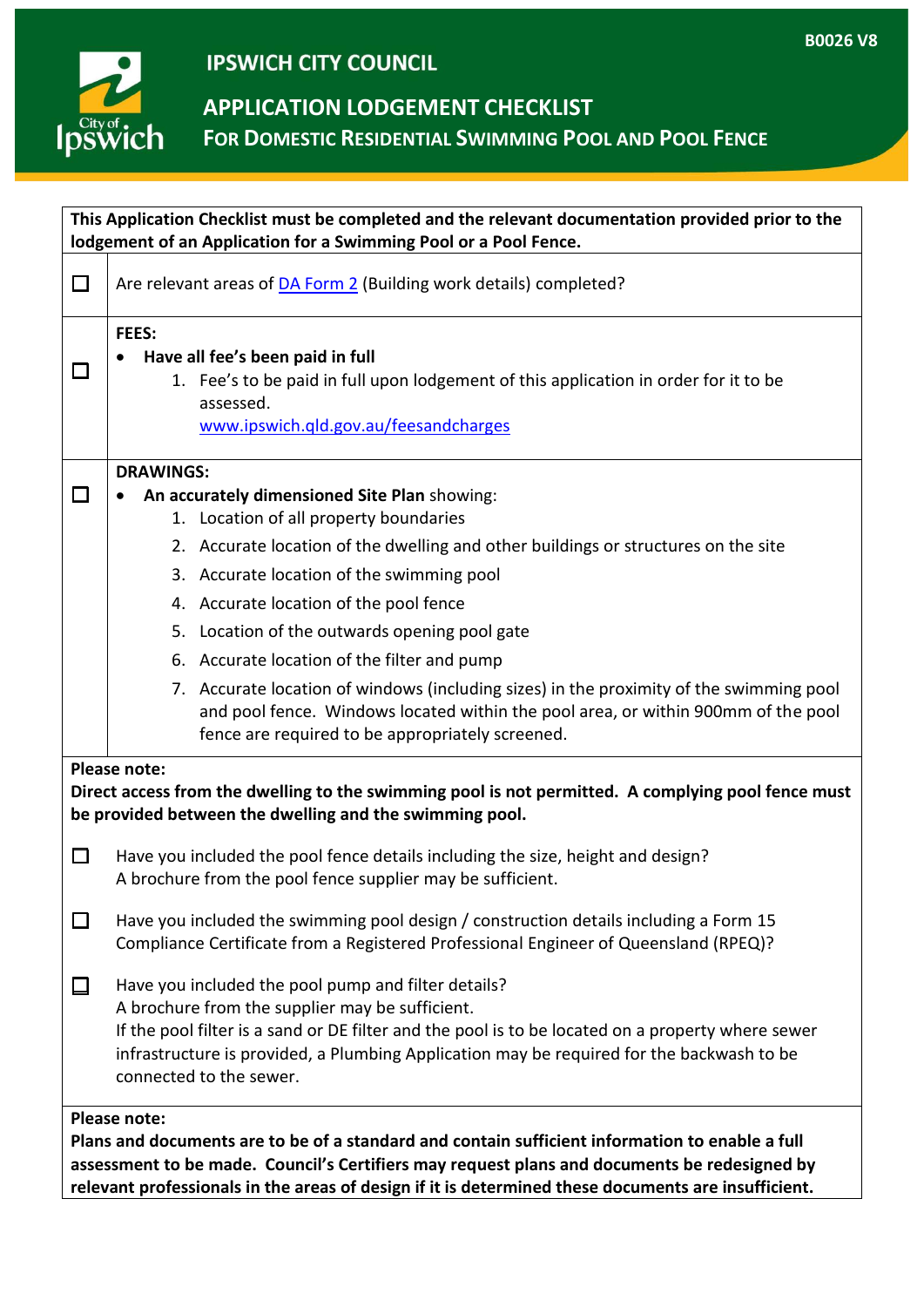B0026 V8

# IPSWICH CITY COUNCIL

## APPLICATION LODGEMENT CHECKLIST

### FOR DOMESTIC RESIDENTIAL SWIMMING POOL AND POOL FENCE

**This Application Checklist must be completed and the relevant documentation provided prior to the lodgement of an Application for a Swimming Pool or a Pool Fence.**

☐ Are relevant areas of DA Form 2 (Building work details) completed?

☐ **FEES:**

- **Have all fee's been paid in full**
    1. Fee's to be paid in full upon lodgement of this application in order for it to be assessed.
       www.ipswich.qld.gov.au/feesandcharges

☐ **DRAWINGS:**

- **An accurately dimensioned Site Plan** showing:
    1. Location of all property boundaries
    2. Accurate location of the dwelling and other buildings or structures on the site
    3. Accurate location of the swimming pool
    4. Accurate location of the pool fence
    5. Location of the outwards opening pool gate
    6. Accurate location of the filter and pump
    7. Accurate location of windows (including sizes) in the proximity of the swimming pool and pool fence. Windows located within the pool area, or within 900mm of the pool fence are required to be appropriately screened.

**Please note:**
**Direct access from the dwelling to the swimming pool is not permitted. A complying pool fence must be provided between the dwelling and the swimming pool.**

☐ Have you included the pool fence details including the size, height and design?
A brochure from the pool fence supplier may be sufficient.

☐ Have you included the swimming pool design / construction details including a Form 15 Compliance Certificate from a Registered Professional Engineer of Queensland (RPEQ)?

☐ Have you included the pool pump and filter details?
A brochure from the supplier may be sufficient.
If the pool filter is a sand or DE filter and the pool is to be located on a property where sewer infrastructure is provided, a Plumbing Application may be required for the backwash to be connected to the sewer.

**Please note:**
**Plans and documents are to be of a standard and contain sufficient information to enable a full assessment to be made. Council's Certifiers may request plans and documents be redesigned by relevant professionals in the areas of design if it is determined these documents are insufficient.**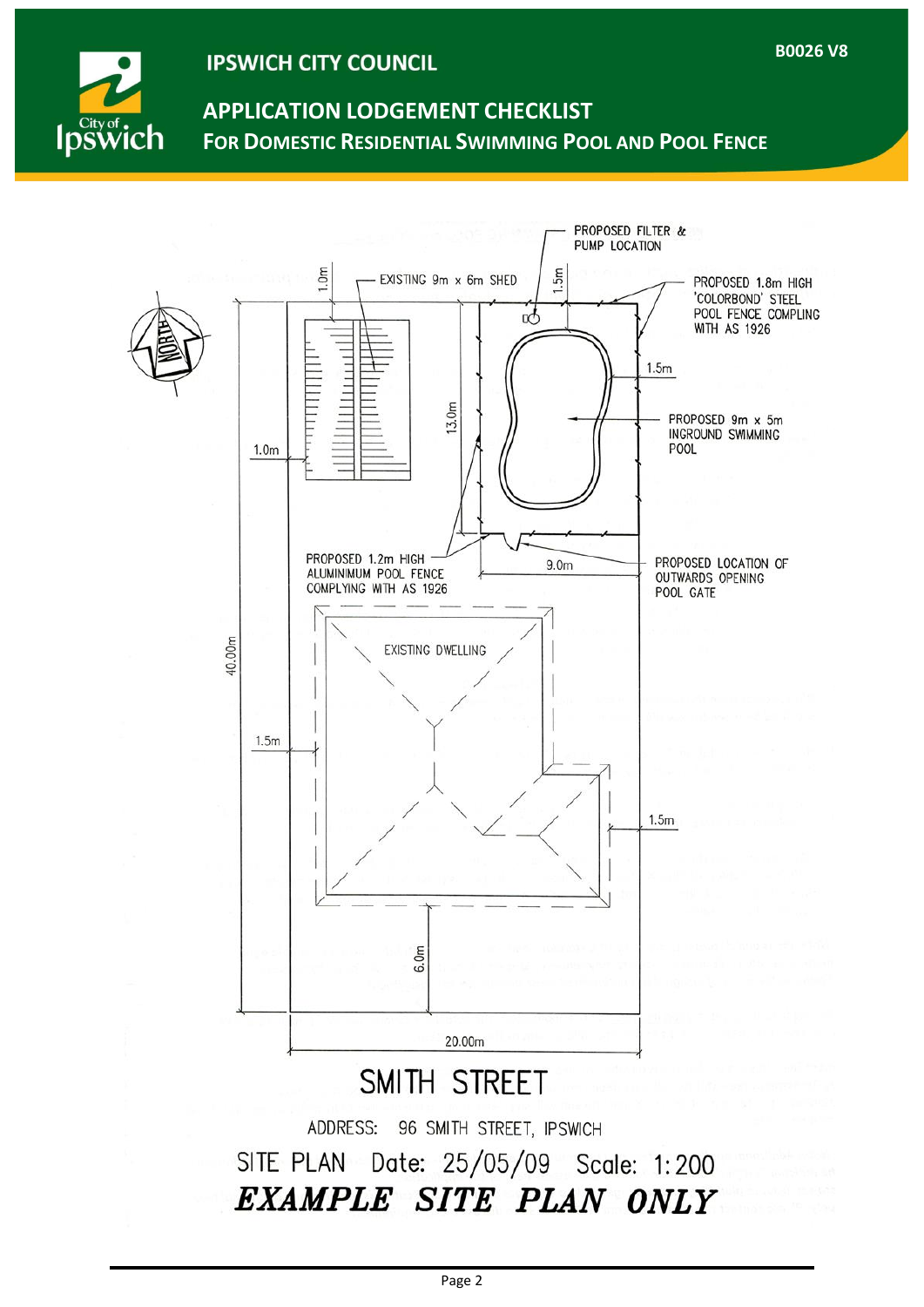# IPSWICH CITY COUNCIL

## APPLICATION LODGEMENT CHECKLIST

### FOR DOMESTIC RESIDENTIAL SWIMMING POOL AND POOL FENCE

PROPOSED FILTER & PUMP LOCATION

EXISTING 9m x 6m SHED

PROPOSED 1.8m HIGH 'COLORBOND' STEEL POOL FENCE COMPLING WITH AS 1926

PROPOSED 9m x 5m INGROUND SWIMMING POOL

PROPOSED 1.2m HIGH ALUMINIMUM POOL FENCE COMPLYING WITH AS 1926

PROPOSED LOCATION OF OUTWARDS OPENING POOL GATE

EXISTING DWELLING

NORTH

1.0m | 1.5m | 1.5m | 13.0m | 1.0m | 9.0m | 40.00m | 1.5m | 1.5m | 6.0m | 20.00m

SMITH STREET

ADDRESS: 96 SMITH STREET, IPSWICH

SITE PLAN Date: 25/05/09 Scale: 1:200

***EXAMPLE SITE PLAN ONLY***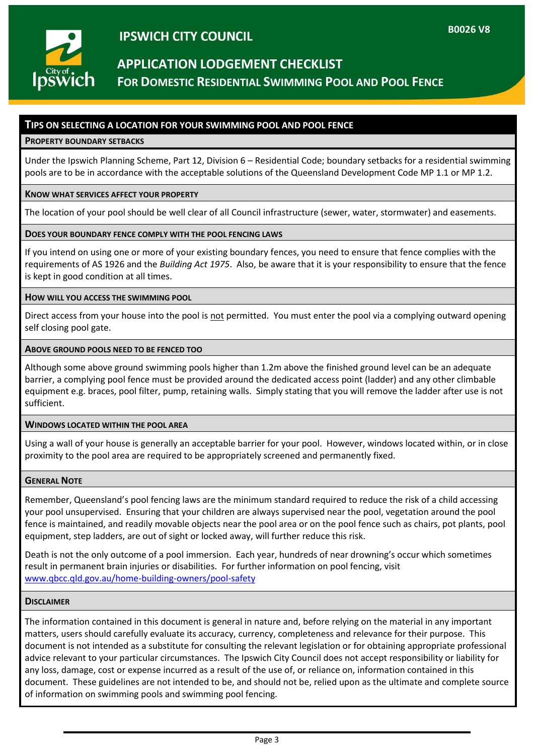# IPSWICH CITY COUNCIL

B0026 V8

## APPLICATION LODGEMENT CHECKLIST

## FOR DOMESTIC RESIDENTIAL SWIMMING POOL AND POOL FENCE

### TIPS ON SELECTING A LOCATION FOR YOUR SWIMMING POOL AND POOL FENCE

#### PROPERTY BOUNDARY SETBACKS

Under the Ipswich Planning Scheme, Part 12, Division 6 – Residential Code; boundary setbacks for a residential swimming pools are to be in accordance with the acceptable solutions of the Queensland Development Code MP 1.1 or MP 1.2.

#### KNOW WHAT SERVICES AFFECT YOUR PROPERTY

The location of your pool should be well clear of all Council infrastructure (sewer, water, stormwater) and easements.

#### DOES YOUR BOUNDARY FENCE COMPLY WITH THE POOL FENCING LAWS

If you intend on using one or more of your existing boundary fences, you need to ensure that fence complies with the requirements of AS 1926 and the *Building Act 1975*. Also, be aware that it is your responsibility to ensure that the fence is kept in good condition at all times.

#### HOW WILL YOU ACCESS THE SWIMMING POOL

Direct access from your house into the pool is not permitted. You must enter the pool via a complying outward opening self closing pool gate.

#### ABOVE GROUND POOLS NEED TO BE FENCED TOO

Although some above ground swimming pools higher than 1.2m above the finished ground level can be an adequate barrier, a complying pool fence must be provided around the dedicated access point (ladder) and any other climbable equipment e.g. braces, pool filter, pump, retaining walls. Simply stating that you will remove the ladder after use is not sufficient.

#### WINDOWS LOCATED WITHIN THE POOL AREA

Using a wall of your house is generally an acceptable barrier for your pool. However, windows located within, or in close proximity to the pool area are required to be appropriately screened and permanently fixed.

#### GENERAL NOTE

Remember, Queensland's pool fencing laws are the minimum standard required to reduce the risk of a child accessing your pool unsupervised. Ensuring that your children are always supervised near the pool, vegetation around the pool fence is maintained, and readily movable objects near the pool area or on the pool fence such as chairs, pot plants, pool equipment, step ladders, are out of sight or locked away, will further reduce this risk.

Death is not the only outcome of a pool immersion. Each year, hundreds of near drowning's occur which sometimes result in permanent brain injuries or disabilities. For further information on pool fencing, visit www.qbcc.qld.gov.au/home-building-owners/pool-safety

#### DISCLAIMER

The information contained in this document is general in nature and, before relying on the material in any important matters, users should carefully evaluate its accuracy, currency, completeness and relevance for their purpose. This document is not intended as a substitute for consulting the relevant legislation or for obtaining appropriate professional advice relevant to your particular circumstances. The Ipswich City Council does not accept responsibility or liability for any loss, damage, cost or expense incurred as a result of the use of, or reliance on, information contained in this document. These guidelines are not intended to be, and should not be, relied upon as the ultimate and complete source of information on swimming pools and swimming pool fencing.